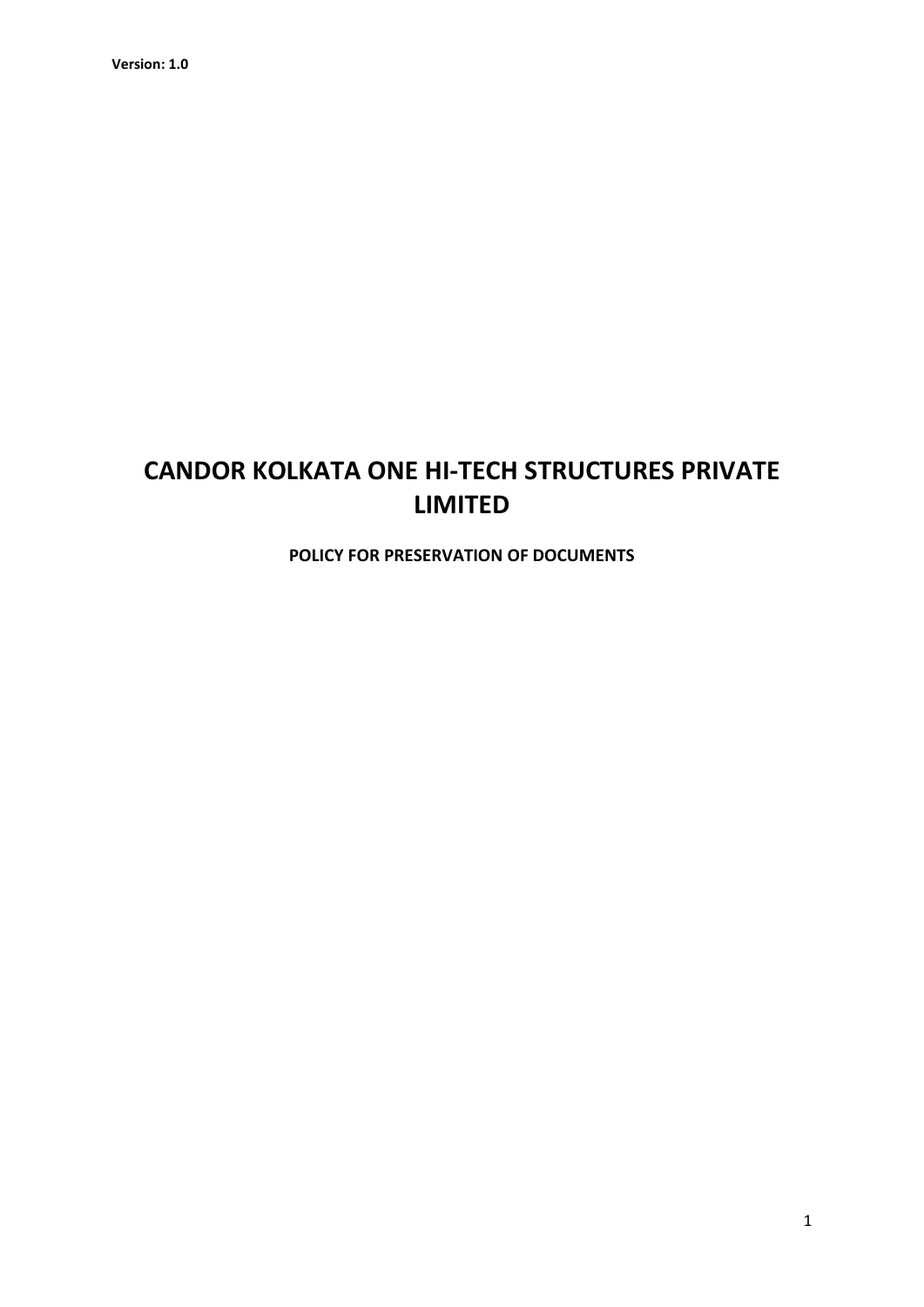**Version: 1.0**

# CANDOR KOLKATA ONE HI-TECH STRUCTURES PRIVATE LIMITED

**POLICY FOR PRESERVATION OF DOCUMENTS**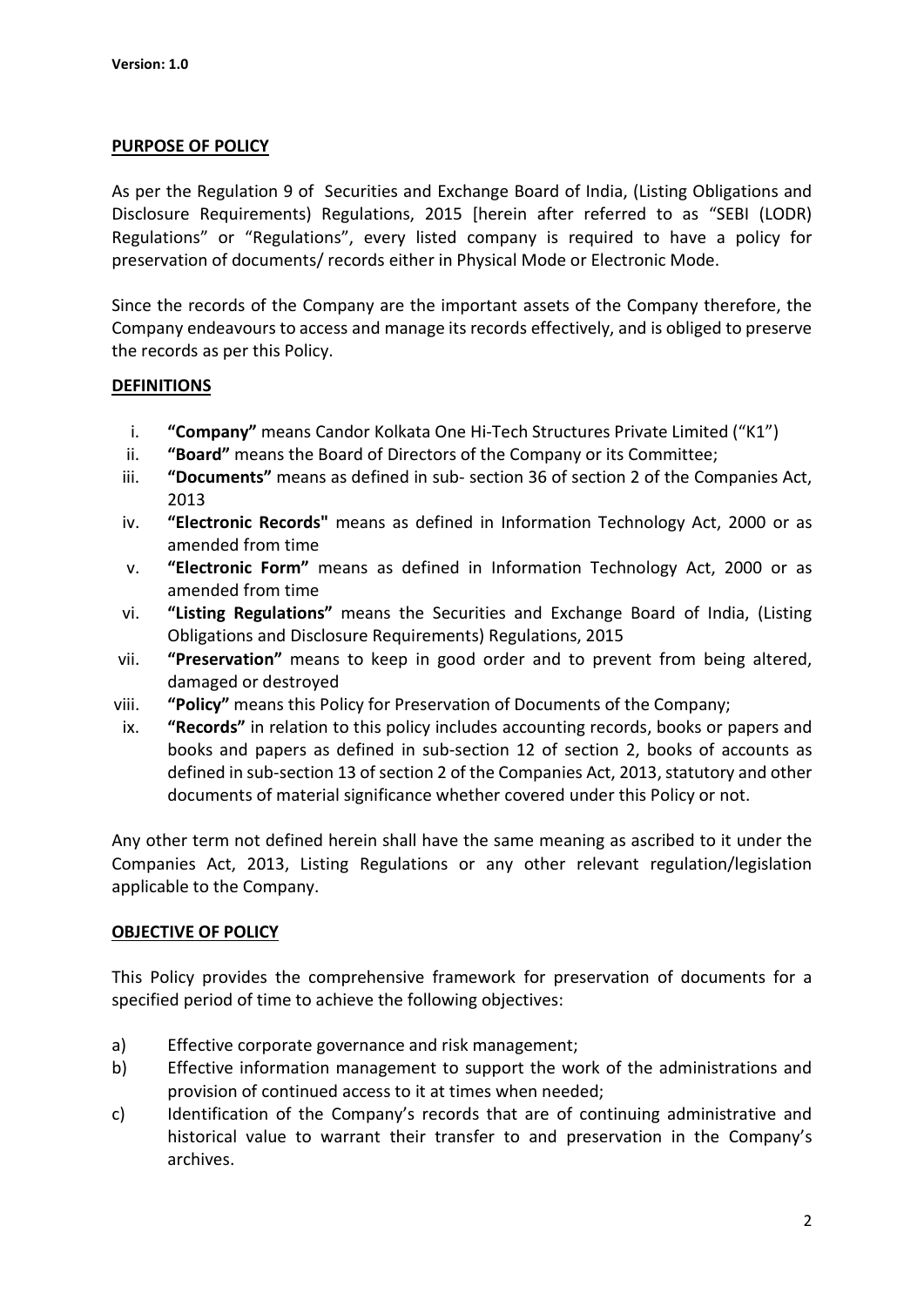**Version: 1.0**

## PURPOSE OF POLICY

As per the Regulation 9 of Securities and Exchange Board of India, (Listing Obligations and Disclosure Requirements) Regulations, 2015 [herein after referred to as "SEBI (LODR) Regulations" or "Regulations", every listed company is required to have a policy for preservation of documents/ records either in Physical Mode or Electronic Mode.

Since the records of the Company are the important assets of the Company therefore, the Company endeavours to access and manage its records effectively, and is obliged to preserve the records as per this Policy.

## DEFINITIONS

i. **"Company"** means Candor Kolkata One Hi-Tech Structures Private Limited ("K1")
ii. **"Board"** means the Board of Directors of the Company or its Committee;
iii. **"Documents"** means as defined in sub- section 36 of section 2 of the Companies Act, 2013
iv. **"Electronic Records"** means as defined in Information Technology Act, 2000 or as amended from time
v. **"Electronic Form"** means as defined in Information Technology Act, 2000 or as amended from time
vi. **"Listing Regulations"** means the Securities and Exchange Board of India, (Listing Obligations and Disclosure Requirements) Regulations, 2015
vii. **"Preservation"** means to keep in good order and to prevent from being altered, damaged or destroyed
viii. **"Policy"** means this Policy for Preservation of Documents of the Company;
ix. **"Records"** in relation to this policy includes accounting records, books or papers and books and papers as defined in sub-section 12 of section 2, books of accounts as defined in sub-section 13 of section 2 of the Companies Act, 2013, statutory and other documents of material significance whether covered under this Policy or not.

Any other term not defined herein shall have the same meaning as ascribed to it under the Companies Act, 2013, Listing Regulations or any other relevant regulation/legislation applicable to the Company.

## OBJECTIVE OF POLICY

This Policy provides the comprehensive framework for preservation of documents for a specified period of time to achieve the following objectives:

a) Effective corporate governance and risk management;
b) Effective information management to support the work of the administrations and provision of continued access to it at times when needed;
c) Identification of the Company's records that are of continuing administrative and historical value to warrant their transfer to and preservation in the Company's archives.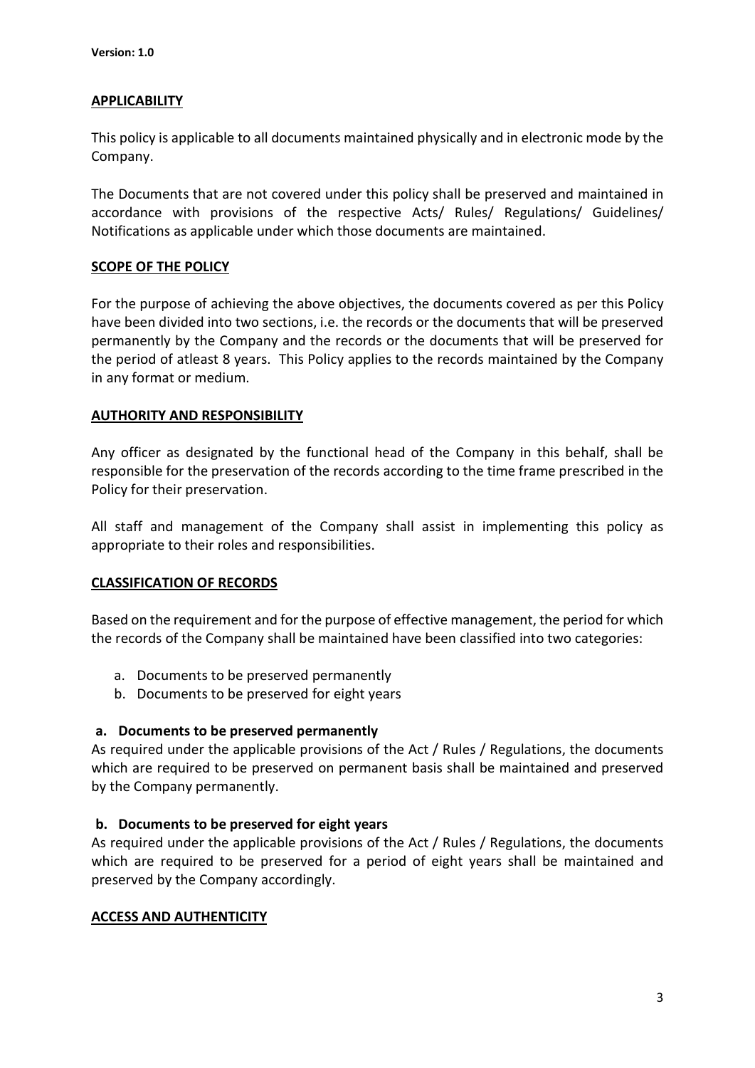## APPLICABILITY

This policy is applicable to all documents maintained physically and in electronic mode by the Company.

The Documents that are not covered under this policy shall be preserved and maintained in accordance with provisions of the respective Acts/ Rules/ Regulations/ Guidelines/ Notifications as applicable under which those documents are maintained.

## SCOPE OF THE POLICY

For the purpose of achieving the above objectives, the documents covered as per this Policy have been divided into two sections, i.e. the records or the documents that will be preserved permanently by the Company and the records or the documents that will be preserved for the period of atleast 8 years. This Policy applies to the records maintained by the Company in any format or medium.

## AUTHORITY AND RESPONSIBILITY

Any officer as designated by the functional head of the Company in this behalf, shall be responsible for the preservation of the records according to the time frame prescribed in the Policy for their preservation.

All staff and management of the Company shall assist in implementing this policy as appropriate to their roles and responsibilities.

## CLASSIFICATION OF RECORDS

Based on the requirement and for the purpose of effective management, the period for which the records of the Company shall be maintained have been classified into two categories:

a. Documents to be preserved permanently
b. Documents to be preserved for eight years

### a. Documents to be preserved permanently

As required under the applicable provisions of the Act / Rules / Regulations, the documents which are required to be preserved on permanent basis shall be maintained and preserved by the Company permanently.

### b. Documents to be preserved for eight years

As required under the applicable provisions of the Act / Rules / Regulations, the documents which are required to be preserved for a period of eight years shall be maintained and preserved by the Company accordingly.

## ACCESS AND AUTHENTICITY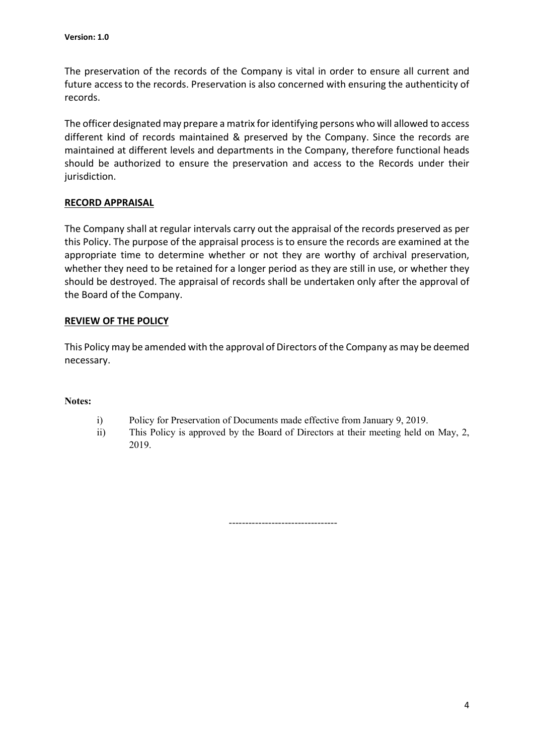**Version: 1.0**

The preservation of the records of the Company is vital in order to ensure all current and future access to the records. Preservation is also concerned with ensuring the authenticity of records.

The officer designated may prepare a matrix for identifying persons who will allowed to access different kind of records maintained & preserved by the Company. Since the records are maintained at different levels and departments in the Company, therefore functional heads should be authorized to ensure the preservation and access to the Records under their jurisdiction.

## RECORD APPRAISAL

The Company shall at regular intervals carry out the appraisal of the records preserved as per this Policy. The purpose of the appraisal process is to ensure the records are examined at the appropriate time to determine whether or not they are worthy of archival preservation, whether they need to be retained for a longer period as they are still in use, or whether they should be destroyed. The appraisal of records shall be undertaken only after the approval of the Board of the Company.

## REVIEW OF THE POLICY

This Policy may be amended with the approval of Directors of the Company as may be deemed necessary.

**Notes:**

- i) Policy for Preservation of Documents made effective from January 9, 2019.
- ii) This Policy is approved by the Board of Directors at their meeting held on May, 2, 2019.

---------------------------------